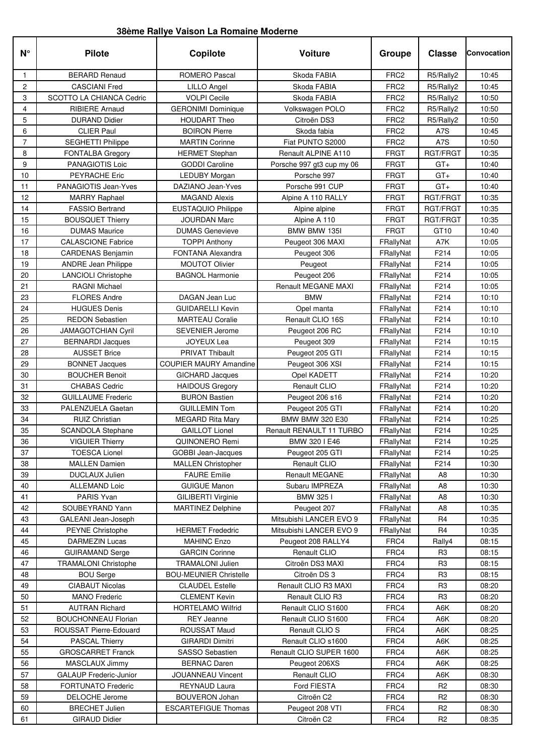## 38ème Rallye Vaison La Romaine Moderne

| N° | Pilote | Copilote | Voiture | Groupe | Classe | Convocation |
|---|---|---|---|---|---|---|
| 1 | BERARD Renaud | ROMERO Pascal | Skoda FABIA | FRC2 | R5/Rally2 | 10:45 |
| 2 | CASCIANI Fred | LILLO Angel | Skoda FABIA | FRC2 | R5/Rally2 | 10:45 |
| 3 | SCOTTO LA CHIANCA Cedric | VOLPI Cecile | Skoda FABIA | FRC2 | R5/Rally2 | 10:50 |
| 4 | RIBIERE Arnaud | GERONIMI Dominique | Volkswagen POLO | FRC2 | R5/Rally2 | 10:50 |
| 5 | DURAND Didier | HOUDART Theo | Citroën DS3 | FRC2 | R5/Rally2 | 10:50 |
| 6 | CLIER Paul | BOIRON Pierre | Skoda fabia | FRC2 | A7S | 10:45 |
| 7 | SEGHETTI Philippe | MARTIN Corinne | Fiat PUNTO S2000 | FRC2 | A7S | 10:50 |
| 8 | FONTALBA Gregory | HERMET Stephan | Renault ALPINE A110 | FRGT | RGT/FRGT | 10:35 |
| 9 | PANAGIOTIS Loic | GODDI Caroline | Porsche 997 gt3 cup my 06 | FRGT | GT+ | 10:40 |
| 10 | PEYRACHE Eric | LEDUBY Morgan | Porsche 997 | FRGT | GT+ | 10:40 |
| 11 | PANAGIOTIS Jean-Yves | DAZIANO Jean-Yves | Porsche 991 CUP | FRGT | GT+ | 10:40 |
| 12 | MARRY Raphael | MAGAND Alexis | Alpine A 110 RALLY | FRGT | RGT/FRGT | 10:35 |
| 14 | FASSIO Bertrand | EUSTAQUIO Philippe | Alpine alpine | FRGT | RGT/FRGT | 10:35 |
| 15 | BOUSQUET Thierry | JOURDAN Marc | Alpine A 110 | FRGT | RGT/FRGT | 10:35 |
| 16 | DUMAS Maurice | DUMAS Genevieve | BMW BMW 135I | FRGT | GT10 | 10:40 |
| 17 | CALASCIONE Fabrice | TOPPI Anthony | Peugeot 306 MAXI | FRallyNat | A7K | 10:05 |
| 18 | CARDENAS Benjamin | FONTANA Alexandra | Peugeot 306 | FRallyNat | F214 | 10:05 |
| 19 | ANDRE Jean Philippe | MOUTOT Olivier | Peugeot | FRallyNat | F214 | 10:05 |
| 20 | LANCIOLI Christophe | BAGNOL Harmonie | Peugeot 206 | FRallyNat | F214 | 10:05 |
| 21 | RAGNI Michael | | Renault MEGANE MAXI | FRallyNat | F214 | 10:05 |
| 23 | FLORES Andre | DAGAN Jean Luc | BMW | FRallyNat | F214 | 10:10 |
| 24 | HUGUES Denis | GUIDARELLI Kevin | Opel manta | FRallyNat | F214 | 10:10 |
| 25 | REDON Sebastien | MARTEAU Coralie | Renault CLIO 16S | FRallyNat | F214 | 10:10 |
| 26 | JAMAGOTCHIAN Cyril | SEVENIER Jerome | Peugeot 206 RC | FRallyNat | F214 | 10:10 |
| 27 | BERNARDI Jacques | JOYEUX Lea | Peugeot 309 | FRallyNat | F214 | 10:15 |
| 28 | AUSSET Brice | PRIVAT Thibault | Peugeot 205 GTI | FRallyNat | F214 | 10:15 |
| 29 | BONNET Jacques | COUPIER MAURY Amandine | Peugeot 306 XSI | FRallyNat | F214 | 10:15 |
| 30 | BOUCHER Benoit | GICHARD Jacques | Opel KADETT | FRallyNat | F214 | 10:20 |
| 31 | CHABAS Cedric | HAIDOUS Gregory | Renault CLIO | FRallyNat | F214 | 10:20 |
| 32 | GUILLAUME Frederic | BURON Bastien | Peugeot 206 s16 | FRallyNat | F214 | 10:20 |
| 33 | PALENZUELA Gaetan | GUILLEMIN Tom | Peugeot 205 GTI | FRallyNat | F214 | 10:20 |
| 34 | RUIZ Christian | MEGARD Rita Mary | BMW BMW 320 E30 | FRallyNat | F214 | 10:25 |
| 35 | SCANDOLA Stephane | GAILLOT Lionel | Renault RENAULT 11 TURBO | FRallyNat | F214 | 10:25 |
| 36 | VIGUIER Thierry | QUINONERO Remi | BMW 320 I E46 | FRallyNat | F214 | 10:25 |
| 37 | TOESCA Lionel | GOBBI Jean-Jacques | Peugeot 205 GTI | FRallyNat | F214 | 10:25 |
| 38 | MALLEN Damien | MALLEN Christopher | Renault CLIO | FRallyNat | F214 | 10:30 |
| 39 | DUCLAUX Julien | FAURE Emilie | Renault MEGANE | FRallyNat | A8 | 10:30 |
| 40 | ALLEMAND Loic | GUIGUE Manon | Subaru IMPREZA | FRallyNat | A8 | 10:30 |
| 41 | PARIS Yvan | GILIBERTI Virginie | BMW 325 I | FRallyNat | A8 | 10:30 |
| 42 | SOUBEYRAND Yann | MARTINEZ Delphine | Peugeot 207 | FRallyNat | A8 | 10:35 |
| 43 | GALEANI Jean-Joseph | | Mitsubishi LANCER EVO 9 | FRallyNat | R4 | 10:35 |
| 44 | PEYNE Christophe | HERMET Frededric | Mitsubishi LANCER EVO 9 | FRallyNat | R4 | 10:35 |
| 45 | DARMEZIN Lucas | MAHINC Enzo | Peugeot 208 RALLY4 | FRC4 | Rally4 | 08:15 |
| 46 | GUIRAMAND Serge | GARCIN Corinne | Renault CLIO | FRC4 | R3 | 08:15 |
| 47 | TRAMALONI Christophe | TRAMALONI Julien | Citroën DS3 MAXI | FRC4 | R3 | 08:15 |
| 48 | BOU Serge | BOU-MEUNIER Christelle | Citroën DS 3 | FRC4 | R3 | 08:15 |
| 49 | CIABAUT Nicolas | CLAUDEL Estelle | Renault CLIO R3 MAXI | FRC4 | R3 | 08:20 |
| 50 | MANO Frederic | CLEMENT Kevin | Renault CLIO R3 | FRC4 | R3 | 08:20 |
| 51 | AUTRAN Richard | HORTELAMO Wilfrid | Renault CLIO S1600 | FRC4 | A6K | 08:20 |
| 52 | BOUCHONNEAU Florian | REY Jeanne | Renault CLIO S1600 | FRC4 | A6K | 08:20 |
| 53 | ROUSSAT Pierre-Edouard | ROUSSAT Maud | Renault CLIO S | FRC4 | A6K | 08:25 |
| 54 | PASCAL Thierry | GIRARDI Dimitri | Renault CLIO s1600 | FRC4 | A6K | 08:25 |
| 55 | GROSCARRET Franck | SASSO Sebastien | Renault CLIO SUPER 1600 | FRC4 | A6K | 08:25 |
| 56 | MASCLAUX Jimmy | BERNAC Daren | Peugeot 206XS | FRC4 | A6K | 08:25 |
| 57 | GALAUP Frederic-Junior | JOUANNEAU Vincent | Renault CLIO | FRC4 | A6K | 08:30 |
| 58 | FORTUNATO Frederic | REYNAUD Laura | Ford FIESTA | FRC4 | R2 | 08:30 |
| 59 | DELOCHE Jerome | BOUVERON Johan | Citroën C2 | FRC4 | R2 | 08:30 |
| 60 | BRECHET Julien | ESCARTEFIGUE Thomas | Peugeot 208 VTI | FRC4 | R2 | 08:30 |
| 61 | GIRAUD Didier | | Citroën C2 | FRC4 | R2 | 08:35 |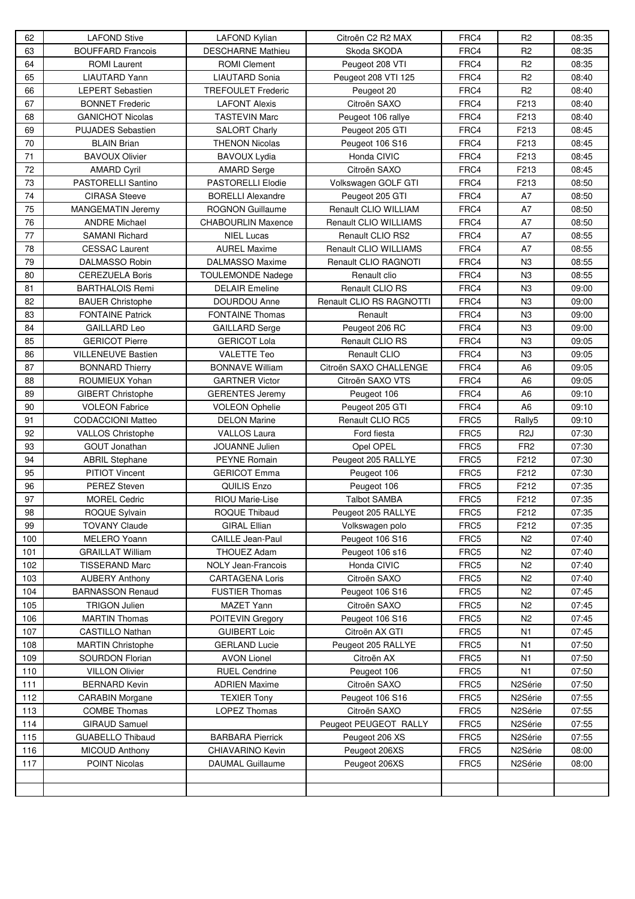| | | | | | | |
|---|---|---|---|---|---|---|
| 62 | LAFOND Stive | LAFOND Kylian | Citroën C2 R2 MAX | FRC4 | R2 | 08:35 |
| 63 | BOUFFARD Francois | DESCHARNE Mathieu | Skoda SKODA | FRC4 | R2 | 08:35 |
| 64 | ROMI Laurent | ROMI Clement | Peugeot 208 VTI | FRC4 | R2 | 08:35 |
| 65 | LIAUTARD Yann | LIAUTARD Sonia | Peugeot 208 VTI 125 | FRC4 | R2 | 08:40 |
| 66 | LEPERT Sebastien | TREFOULET Frederic | Peugeot 20 | FRC4 | R2 | 08:40 |
| 67 | BONNET Frederic | LAFONT Alexis | Citroën SAXO | FRC4 | F213 | 08:40 |
| 68 | GANICHOT Nicolas | TASTEVIN Marc | Peugeot 106 rallye | FRC4 | F213 | 08:40 |
| 69 | PUJADES Sebastien | SALORT Charly | Peugeot 205 GTI | FRC4 | F213 | 08:45 |
| 70 | BLAIN Brian | THENON Nicolas | Peugeot 106 S16 | FRC4 | F213 | 08:45 |
| 71 | BAVOUX Olivier | BAVOUX Lydia | Honda CIVIC | FRC4 | F213 | 08:45 |
| 72 | AMARD Cyril | AMARD Serge | Citroën SAXO | FRC4 | F213 | 08:45 |
| 73 | PASTORELLI Santino | PASTORELLI Elodie | Volkswagen GOLF GTI | FRC4 | F213 | 08:50 |
| 74 | CIRASA Steeve | BORELLI Alexandre | Peugeot 205 GTI | FRC4 | A7 | 08:50 |
| 75 | MANGEMATIN Jeremy | ROGNON Guillaume | Renault CLIO WILLIAM | FRC4 | A7 | 08:50 |
| 76 | ANDRE Michael | CHABOURLIN Maxence | Renault CLIO WILLIAMS | FRC4 | A7 | 08:50 |
| 77 | SAMANI Richard | NIEL Lucas | Renault CLIO RS2 | FRC4 | A7 | 08:55 |
| 78 | CESSAC Laurent | AUREL Maxime | Renault CLIO WILLIAMS | FRC4 | A7 | 08:55 |
| 79 | DALMASSO Robin | DALMASSO Maxime | Renault CLIO RAGNOTI | FRC4 | N3 | 08:55 |
| 80 | CEREZUELA Boris | TOULEMONDE Nadege | Renault clio | FRC4 | N3 | 08:55 |
| 81 | BARTHALOIS Remi | DELAIR Emeline | Renault CLIO RS | FRC4 | N3 | 09:00 |
| 82 | BAUER Christophe | DOURDOU Anne | Renault CLIO RS RAGNOTTI | FRC4 | N3 | 09:00 |
| 83 | FONTAINE Patrick | FONTAINE Thomas | Renault | FRC4 | N3 | 09:00 |
| 84 | GAILLARD Leo | GAILLARD Serge | Peugeot 206 RC | FRC4 | N3 | 09:00 |
| 85 | GERICOT Pierre | GERICOT Lola | Renault CLIO RS | FRC4 | N3 | 09:05 |
| 86 | VILLENEUVE Bastien | VALETTE Teo | Renault CLIO | FRC4 | N3 | 09:05 |
| 87 | BONNARD Thierry | BONNAVE William | Citroën SAXO CHALLENGE | FRC4 | A6 | 09:05 |
| 88 | ROUMIEUX Yohan | GARTNER Victor | Citroën SAXO VTS | FRC4 | A6 | 09:05 |
| 89 | GIBERT Christophe | GERENTES Jeremy | Peugeot 106 | FRC4 | A6 | 09:10 |
| 90 | VOLEON Fabrice | VOLEON Ophelie | Peugeot 205 GTI | FRC4 | A6 | 09:10 |
| 91 | CODACCIONI Matteo | DELON Marine | Renault CLIO RC5 | FRC5 | Rally5 | 09:10 |
| 92 | VALLOS Christophe | VALLOS Laura | Ford fiesta | FRC5 | R2J | 07:30 |
| 93 | GOUT Jonathan | JOUANNE Julien | Opel OPEL | FRC5 | FR2 | 07:30 |
| 94 | ABRIL Stephane | PEYNE Romain | Peugeot 205 RALLYE | FRC5 | F212 | 07:30 |
| 95 | PITIOT Vincent | GERICOT Emma | Peugeot 106 | FRC5 | F212 | 07:30 |
| 96 | PEREZ Steven | QUILIS Enzo | Peugeot 106 | FRC5 | F212 | 07:35 |
| 97 | MOREL Cedric | RIOU Marie-Lise | Talbot SAMBA | FRC5 | F212 | 07:35 |
| 98 | ROQUE Sylvain | ROQUE Thibaud | Peugeot 205 RALLYE | FRC5 | F212 | 07:35 |
| 99 | TOVANY Claude | GIRAL Ellian | Volkswagen polo | FRC5 | F212 | 07:35 |
| 100 | MELERO Yoann | CAILLE Jean-Paul | Peugeot 106 S16 | FRC5 | N2 | 07:40 |
| 101 | GRAILLAT William | THOUEZ Adam | Peugeot 106 s16 | FRC5 | N2 | 07:40 |
| 102 | TISSERAND Marc | NOLY Jean-Francois | Honda CIVIC | FRC5 | N2 | 07:40 |
| 103 | AUBERY Anthony | CARTAGENA Loris | Citroën SAXO | FRC5 | N2 | 07:40 |
| 104 | BARNASSON Renaud | FUSTIER Thomas | Peugeot 106 S16 | FRC5 | N2 | 07:45 |
| 105 | TRIGON Julien | MAZET Yann | Citroën SAXO | FRC5 | N2 | 07:45 |
| 106 | MARTIN Thomas | POITEVIN Gregory | Peugeot 106 S16 | FRC5 | N2 | 07:45 |
| 107 | CASTILLO Nathan | GUIBERT Loic | Citroën AX GTI | FRC5 | N1 | 07:45 |
| 108 | MARTIN Christophe | GERLAND Lucie | Peugeot 205 RALLYE | FRC5 | N1 | 07:50 |
| 109 | SOURDON Florian | AVON Lionel | Citroën AX | FRC5 | N1 | 07:50 |
| 110 | VILLON Olivier | RUEL Cendrine | Peugeot 106 | FRC5 | N1 | 07:50 |
| 111 | BERNARD Kevin | ADRIEN Maxime | Citroën SAXO | FRC5 | N2Série | 07:50 |
| 112 | CARABIN Morgane | TEXIER Tony | Peugeot 106 S16 | FRC5 | N2Série | 07:55 |
| 113 | COMBE Thomas | LOPEZ Thomas | Citroën SAXO | FRC5 | N2Série | 07:55 |
| 114 | GIRAUD Samuel | | Peugeot PEUGEOT RALLY | FRC5 | N2Série | 07:55 |
| 115 | GUABELLO Thibaud | BARBARA Pierrick | Peugeot 206 XS | FRC5 | N2Série | 07:55 |
| 116 | MICOUD Anthony | CHIAVARINO Kevin | Peugeot 206XS | FRC5 | N2Série | 08:00 |
| 117 | POINT Nicolas | DAUMAL Guillaume | Peugeot 206XS | FRC5 | N2Série | 08:00 |
| | | | | | | |
| | | | | | | |